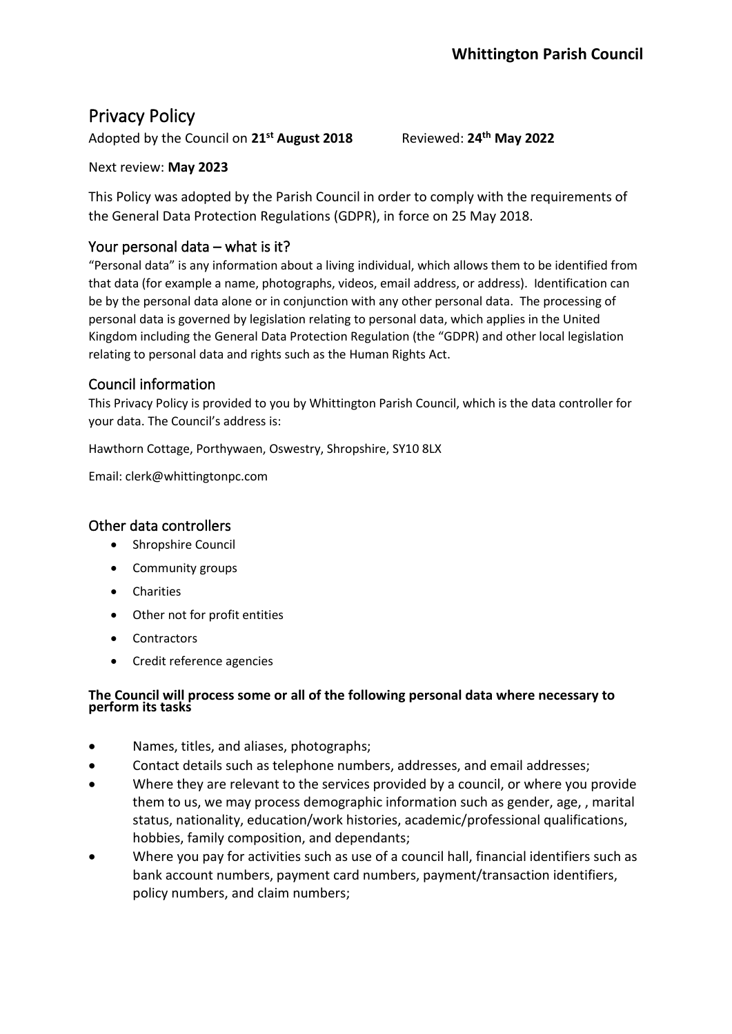**Whittington Parish Council**

# Privacy Policy

Adopted by the Council on **21st August 2018** Reviewed: **24th May 2022**

Next review: **May 2023**

This Policy was adopted by the Parish Council in order to comply with the requirements of the General Data Protection Regulations (GDPR), in force on 25 May 2018.

## Your personal data – what is it?

"Personal data" is any information about a living individual, which allows them to be identified from that data (for example a name, photographs, videos, email address, or address). Identification can be by the personal data alone or in conjunction with any other personal data. The processing of personal data is governed by legislation relating to personal data, which applies in the United Kingdom including the General Data Protection Regulation (the "GDPR) and other local legislation relating to personal data and rights such as the Human Rights Act.

## Council information

This Privacy Policy is provided to you by Whittington Parish Council, which is the data controller for your data. The Council's address is:

Hawthorn Cottage, Porthywaen, Oswestry, Shropshire, SY10 8LX

Email: clerk@whittingtonpc.com

## Other data controllers

- Shropshire Council
- Community groups
- Charities
- Other not for profit entities
- Contractors
- Credit reference agencies

**The Council will process some or all of the following personal data where necessary to perform its tasks**

- Names, titles, and aliases, photographs;
- Contact details such as telephone numbers, addresses, and email addresses;
- Where they are relevant to the services provided by a council, or where you provide them to us, we may process demographic information such as gender, age, , marital status, nationality, education/work histories, academic/professional qualifications, hobbies, family composition, and dependants;
- Where you pay for activities such as use of a council hall, financial identifiers such as bank account numbers, payment card numbers, payment/transaction identifiers, policy numbers, and claim numbers;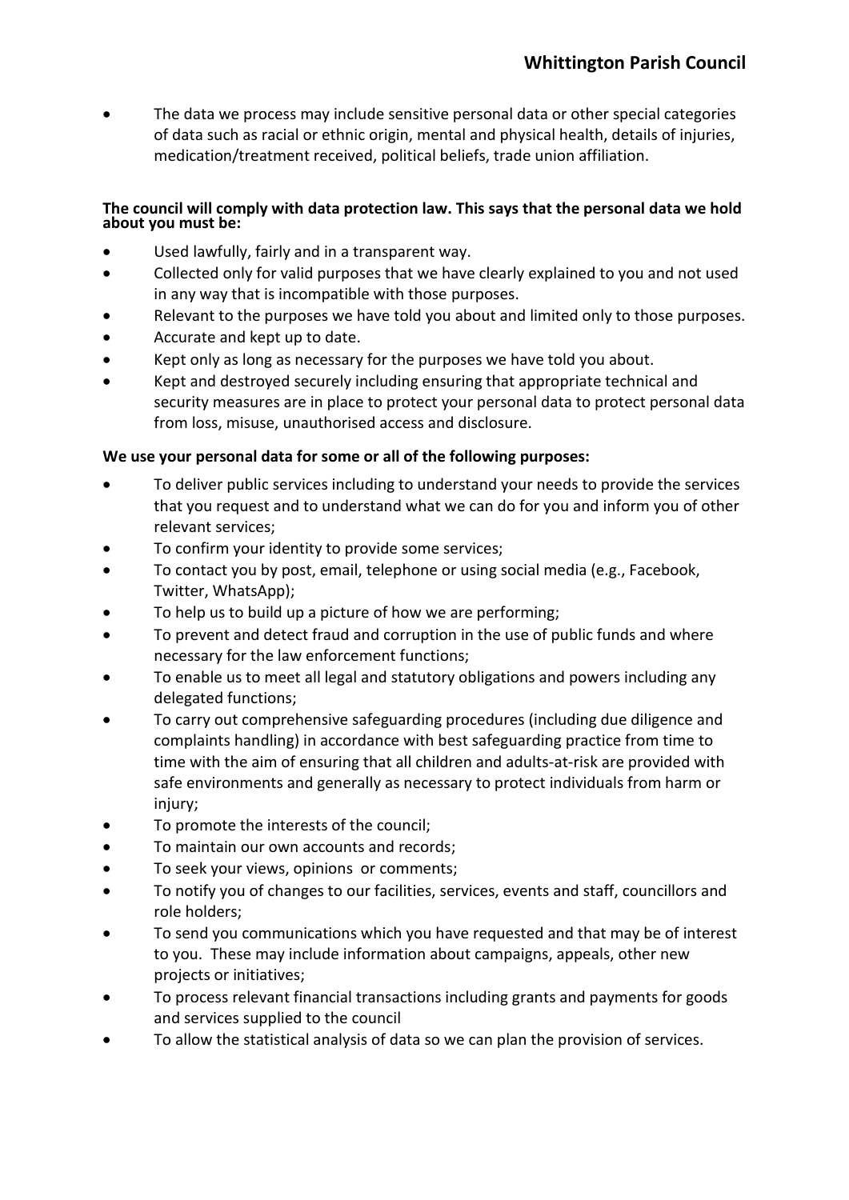- The data we process may include sensitive personal data or other special categories of data such as racial or ethnic origin, mental and physical health, details of injuries, medication/treatment received, political beliefs, trade union affiliation.

**The council will comply with data protection law. This says that the personal data we hold about you must be:**

- Used lawfully, fairly and in a transparent way.
- Collected only for valid purposes that we have clearly explained to you and not used in any way that is incompatible with those purposes.
- Relevant to the purposes we have told you about and limited only to those purposes.
- Accurate and kept up to date.
- Kept only as long as necessary for the purposes we have told you about.
- Kept and destroyed securely including ensuring that appropriate technical and security measures are in place to protect your personal data to protect personal data from loss, misuse, unauthorised access and disclosure.

**We use your personal data for some or all of the following purposes:**

- To deliver public services including to understand your needs to provide the services that you request and to understand what we can do for you and inform you of other relevant services;
- To confirm your identity to provide some services;
- To contact you by post, email, telephone or using social media (e.g., Facebook, Twitter, WhatsApp);
- To help us to build up a picture of how we are performing;
- To prevent and detect fraud and corruption in the use of public funds and where necessary for the law enforcement functions;
- To enable us to meet all legal and statutory obligations and powers including any delegated functions;
- To carry out comprehensive safeguarding procedures (including due diligence and complaints handling) in accordance with best safeguarding practice from time to time with the aim of ensuring that all children and adults-at-risk are provided with safe environments and generally as necessary to protect individuals from harm or injury;
- To promote the interests of the council;
- To maintain our own accounts and records;
- To seek your views, opinions or comments;
- To notify you of changes to our facilities, services, events and staff, councillors and role holders;
- To send you communications which you have requested and that may be of interest to you. These may include information about campaigns, appeals, other new projects or initiatives;
- To process relevant financial transactions including grants and payments for goods and services supplied to the council
- To allow the statistical analysis of data so we can plan the provision of services.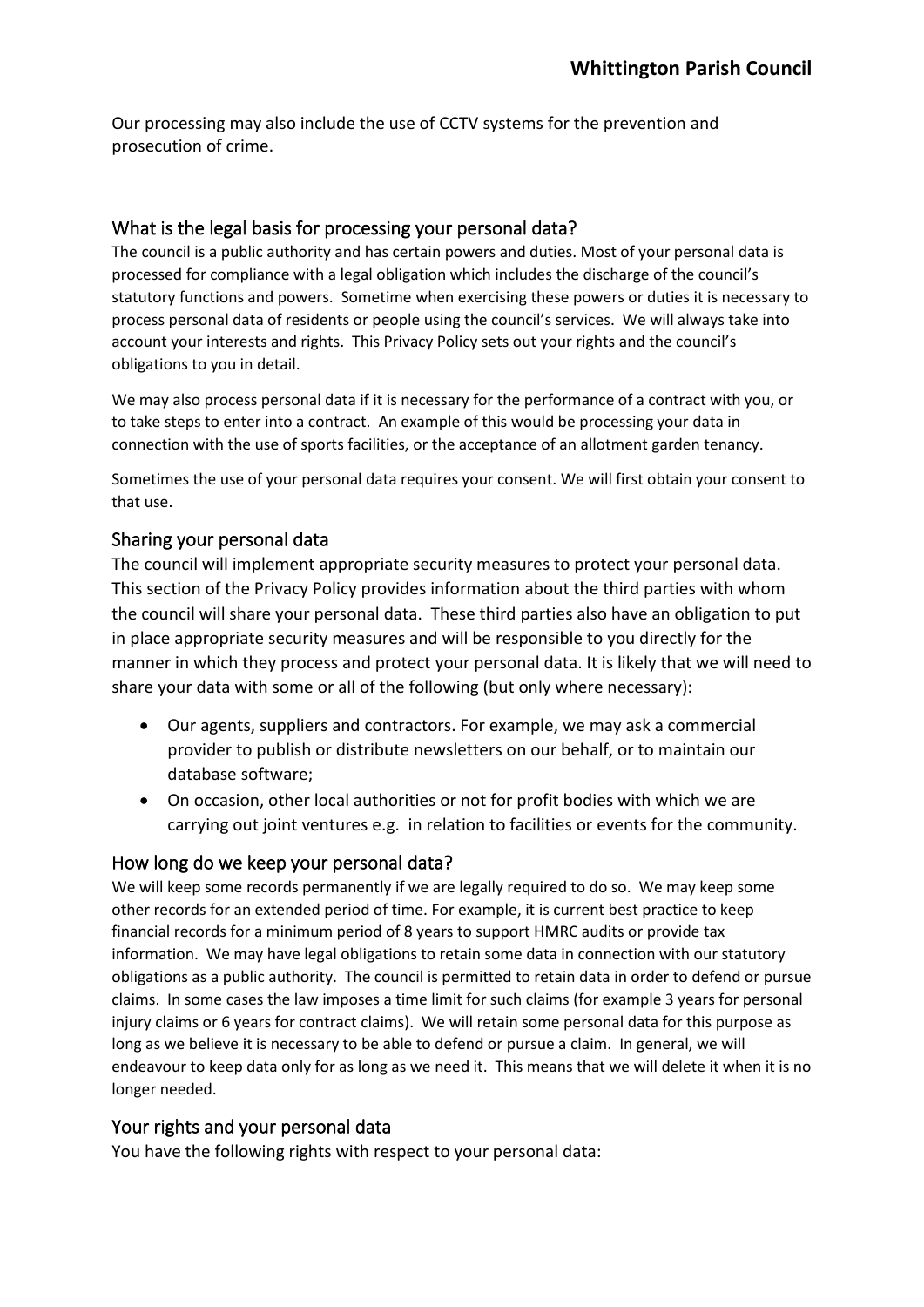Our processing may also include the use of CCTV systems for the prevention and prosecution of crime.

## What is the legal basis for processing your personal data?

The council is a public authority and has certain powers and duties. Most of your personal data is processed for compliance with a legal obligation which includes the discharge of the council's statutory functions and powers. Sometime when exercising these powers or duties it is necessary to process personal data of residents or people using the council's services. We will always take into account your interests and rights. This Privacy Policy sets out your rights and the council's obligations to you in detail.

We may also process personal data if it is necessary for the performance of a contract with you, or to take steps to enter into a contract. An example of this would be processing your data in connection with the use of sports facilities, or the acceptance of an allotment garden tenancy.

Sometimes the use of your personal data requires your consent. We will first obtain your consent to that use.

## Sharing your personal data

The council will implement appropriate security measures to protect your personal data. This section of the Privacy Policy provides information about the third parties with whom the council will share your personal data. These third parties also have an obligation to put in place appropriate security measures and will be responsible to you directly for the manner in which they process and protect your personal data. It is likely that we will need to share your data with some or all of the following (but only where necessary):

- Our agents, suppliers and contractors. For example, we may ask a commercial provider to publish or distribute newsletters on our behalf, or to maintain our database software;
- On occasion, other local authorities or not for profit bodies with which we are carrying out joint ventures e.g. in relation to facilities or events for the community.

## How long do we keep your personal data?

We will keep some records permanently if we are legally required to do so. We may keep some other records for an extended period of time. For example, it is current best practice to keep financial records for a minimum period of 8 years to support HMRC audits or provide tax information. We may have legal obligations to retain some data in connection with our statutory obligations as a public authority. The council is permitted to retain data in order to defend or pursue claims. In some cases the law imposes a time limit for such claims (for example 3 years for personal injury claims or 6 years for contract claims). We will retain some personal data for this purpose as long as we believe it is necessary to be able to defend or pursue a claim. In general, we will endeavour to keep data only for as long as we need it. This means that we will delete it when it is no longer needed.

## Your rights and your personal data

You have the following rights with respect to your personal data: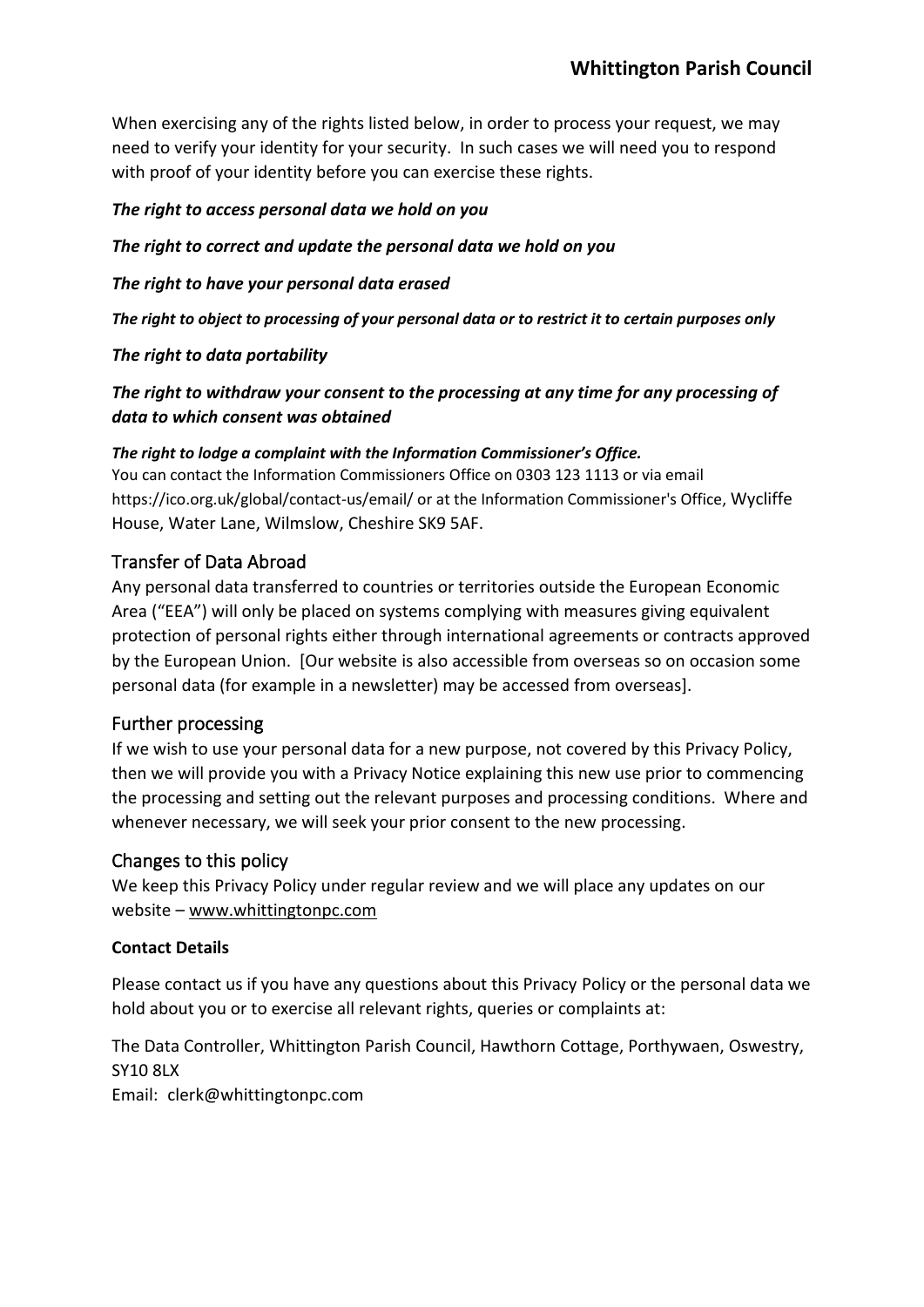When exercising any of the rights listed below, in order to process your request, we may need to verify your identity for your security. In such cases we will need you to respond with proof of your identity before you can exercise these rights.

***The right to access personal data we hold on you***

***The right to correct and update the personal data we hold on you***

***The right to have your personal data erased***

***The right to object to processing of your personal data or to restrict it to certain purposes only***

***The right to data portability***

***The right to withdraw your consent to the processing at any time for any processing of data to which consent was obtained***

***The right to lodge a complaint with the Information Commissioner's Office.***
You can contact the Information Commissioners Office on 0303 123 1113 or via email https://ico.org.uk/global/contact-us/email/ or at the Information Commissioner's Office, Wycliffe House, Water Lane, Wilmslow, Cheshire SK9 5AF.

## Transfer of Data Abroad

Any personal data transferred to countries or territories outside the European Economic Area ("EEA") will only be placed on systems complying with measures giving equivalent protection of personal rights either through international agreements or contracts approved by the European Union. [Our website is also accessible from overseas so on occasion some personal data (for example in a newsletter) may be accessed from overseas].

## Further processing

If we wish to use your personal data for a new purpose, not covered by this Privacy Policy, then we will provide you with a Privacy Notice explaining this new use prior to commencing the processing and setting out the relevant purposes and processing conditions. Where and whenever necessary, we will seek your prior consent to the new processing.

## Changes to this policy

We keep this Privacy Policy under regular review and we will place any updates on our website – www.whittingtonpc.com

**Contact Details**

Please contact us if you have any questions about this Privacy Policy or the personal data we hold about you or to exercise all relevant rights, queries or complaints at:

The Data Controller, Whittington Parish Council, Hawthorn Cottage, Porthywaen, Oswestry, SY10 8LX
Email: clerk@whittingtonpc.com